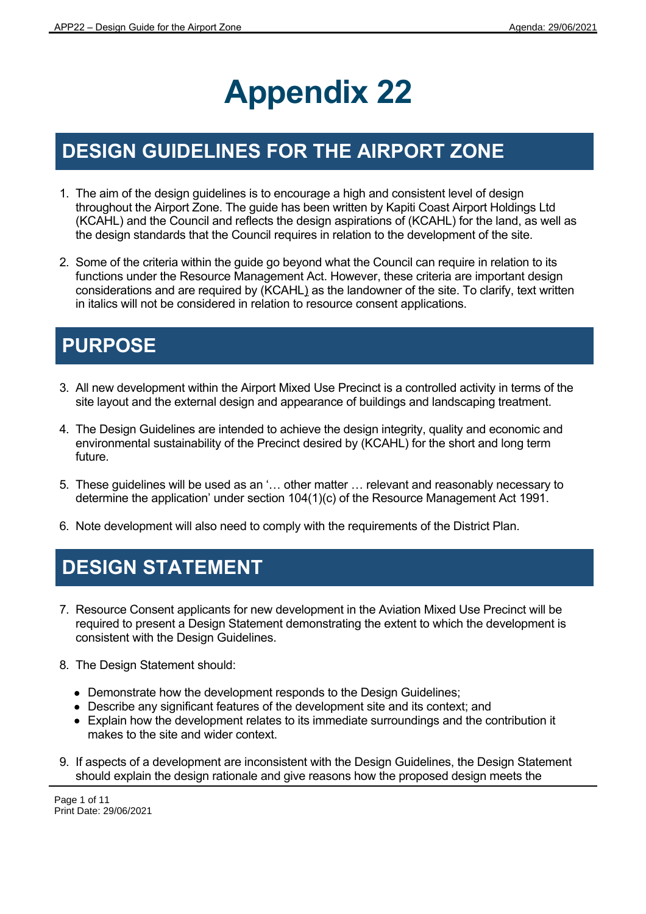# Appendix 22

## DESIGN GUIDELINES FOR THE AIRPORT ZONE

1. The aim of the design guidelines is to encourage a high and consistent level of design throughout the Airport Zone. The guide has been written by Kapiti Coast Airport Holdings Ltd (KCAHL) and the Council and reflects the design aspirations of (KCAHL) for the land, as well as the design standards that the Council requires in relation to the development of the site.

2. Some of the criteria within the guide go beyond what the Council can require in relation to its functions under the Resource Management Act. However, these criteria are important design considerations and are required by (KCAHL) as the landowner of the site. To clarify, text written in italics will not be considered in relation to resource consent applications.

## PURPOSE

3. All new development within the Airport Mixed Use Precinct is a controlled activity in terms of the site layout and the external design and appearance of buildings and landscaping treatment.

4. The Design Guidelines are intended to achieve the design integrity, quality and economic and environmental sustainability of the Precinct desired by (KCAHL) for the short and long term future.

5. These guidelines will be used as an '… other matter … relevant and reasonably necessary to determine the application' under section 104(1)(c) of the Resource Management Act 1991.

6. Note development will also need to comply with the requirements of the District Plan.

## DESIGN STATEMENT

7. Resource Consent applicants for new development in the Aviation Mixed Use Precinct will be required to present a Design Statement demonstrating the extent to which the development is consistent with the Design Guidelines.

8. The Design Statement should:

   - Demonstrate how the development responds to the Design Guidelines;
   - Describe any significant features of the development site and its context; and
   - Explain how the development relates to its immediate surroundings and the contribution it makes to the site and wider context.

9. If aspects of a development are inconsistent with the Design Guidelines, the Design Statement should explain the design rationale and give reasons how the proposed design meets the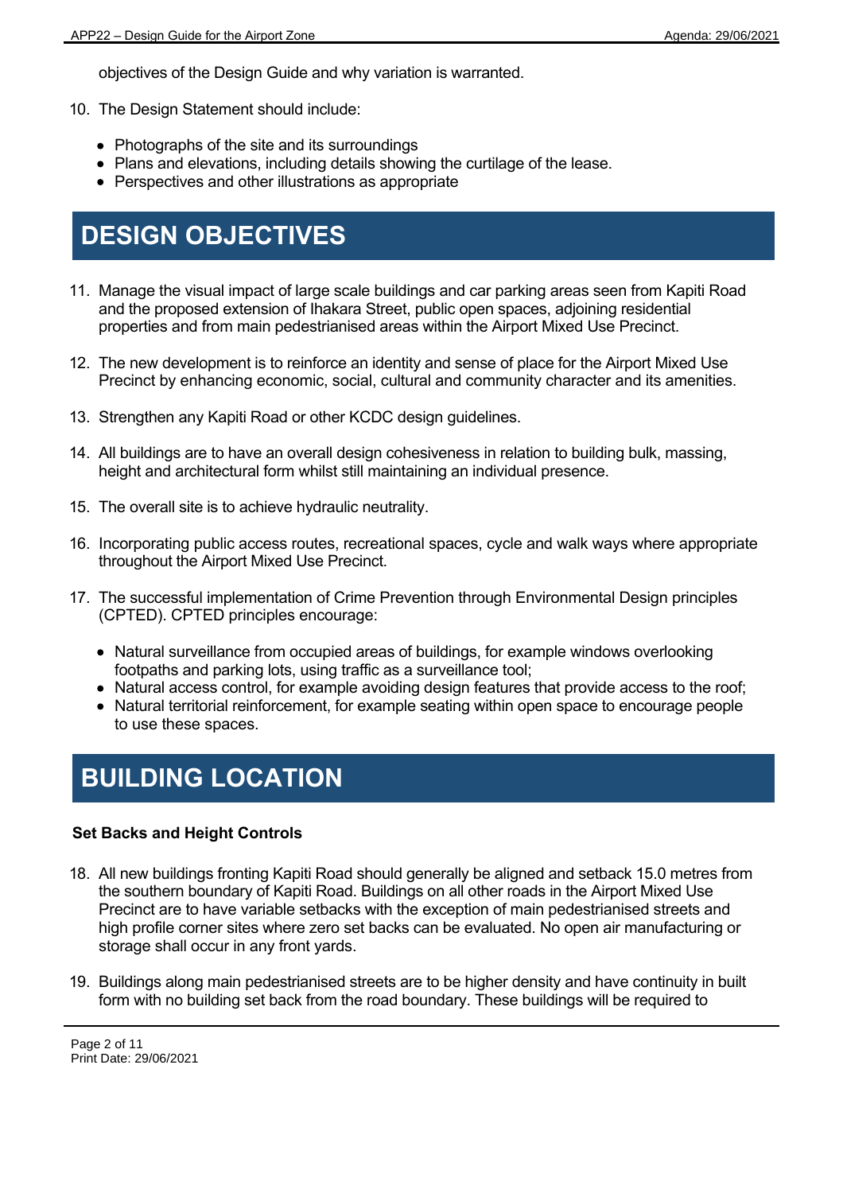objectives of the Design Guide and why variation is warranted.

10. The Design Statement should include:

    - Photographs of the site and its surroundings
    - Plans and elevations, including details showing the curtilage of the lease.
    - Perspectives and other illustrations as appropriate

# DESIGN OBJECTIVES

11. Manage the visual impact of large scale buildings and car parking areas seen from Kapiti Road and the proposed extension of Ihakara Street, public open spaces, adjoining residential properties and from main pedestrianised areas within the Airport Mixed Use Precinct.

12. The new development is to reinforce an identity and sense of place for the Airport Mixed Use Precinct by enhancing economic, social, cultural and community character and its amenities.

13. Strengthen any Kapiti Road or other KCDC design guidelines.

14. All buildings are to have an overall design cohesiveness in relation to building bulk, massing, height and architectural form whilst still maintaining an individual presence.

15. The overall site is to achieve hydraulic neutrality.

16. Incorporating public access routes, recreational spaces, cycle and walk ways where appropriate throughout the Airport Mixed Use Precinct.

17. The successful implementation of Crime Prevention through Environmental Design principles (CPTED). CPTED principles encourage:

    - Natural surveillance from occupied areas of buildings, for example windows overlooking footpaths and parking lots, using traffic as a surveillance tool;
    - Natural access control, for example avoiding design features that provide access to the roof;
    - Natural territorial reinforcement, for example seating within open space to encourage people to use these spaces.

# BUILDING LOCATION

**Set Backs and Height Controls**

18. All new buildings fronting Kapiti Road should generally be aligned and setback 15.0 metres from the southern boundary of Kapiti Road. Buildings on all other roads in the Airport Mixed Use Precinct are to have variable setbacks with the exception of main pedestrianised streets and high profile corner sites where zero set backs can be evaluated. No open air manufacturing or storage shall occur in any front yards.

19. Buildings along main pedestrianised streets are to be higher density and have continuity in built form with no building set back from the road boundary. These buildings will be required to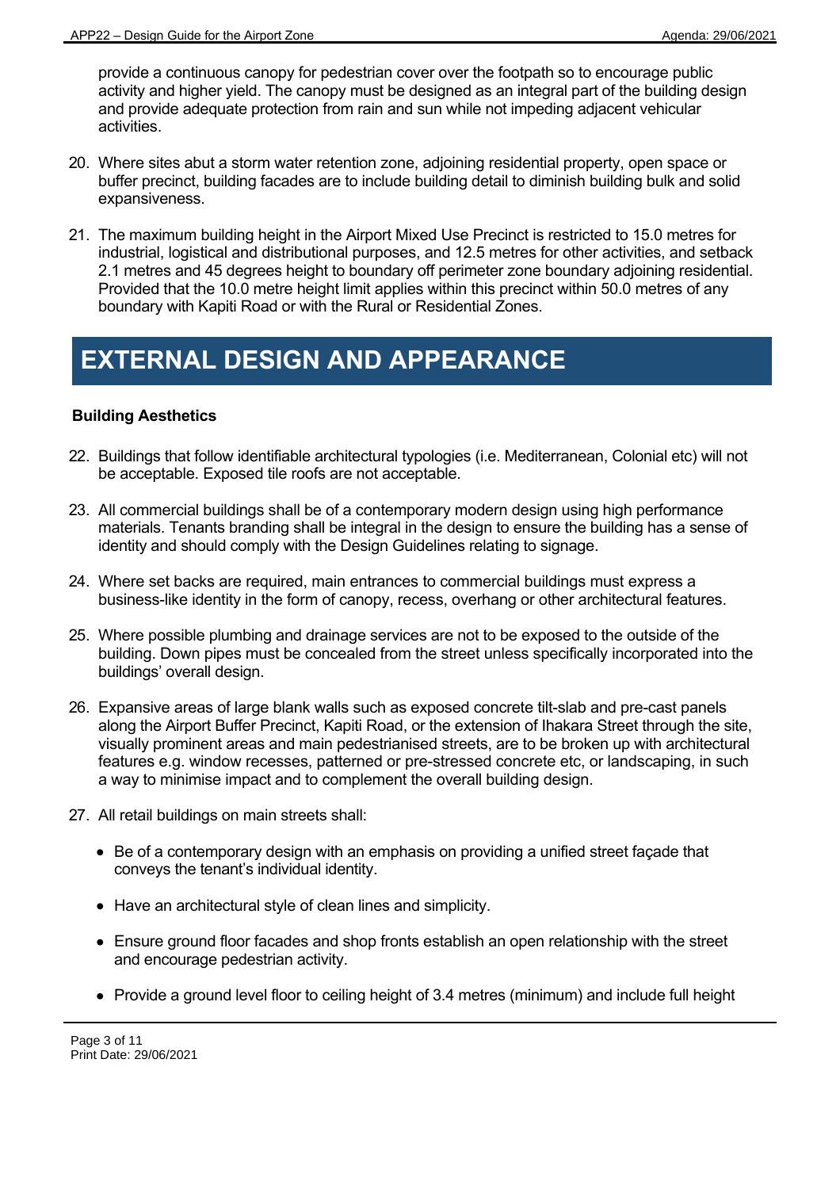provide a continuous canopy for pedestrian cover over the footpath so to encourage public activity and higher yield. The canopy must be designed as an integral part of the building design and provide adequate protection from rain and sun while not impeding adjacent vehicular activities.

20. Where sites abut a storm water retention zone, adjoining residential property, open space or buffer precinct, building facades are to include building detail to diminish building bulk and solid expansiveness.

21. The maximum building height in the Airport Mixed Use Precinct is restricted to 15.0 metres for industrial, logistical and distributional purposes, and 12.5 metres for other activities, and setback 2.1 metres and 45 degrees height to boundary off perimeter zone boundary adjoining residential. Provided that the 10.0 metre height limit applies within this precinct within 50.0 metres of any boundary with Kapiti Road or with the Rural or Residential Zones.

# EXTERNAL DESIGN AND APPEARANCE

### Building Aesthetics

22. Buildings that follow identifiable architectural typologies (i.e. Mediterranean, Colonial etc) will not be acceptable. Exposed tile roofs are not acceptable.

23. All commercial buildings shall be of a contemporary modern design using high performance materials. Tenants branding shall be integral in the design to ensure the building has a sense of identity and should comply with the Design Guidelines relating to signage.

24. Where set backs are required, main entrances to commercial buildings must express a business-like identity in the form of canopy, recess, overhang or other architectural features.

25. Where possible plumbing and drainage services are not to be exposed to the outside of the building. Down pipes must be concealed from the street unless specifically incorporated into the buildings' overall design.

26. Expansive areas of large blank walls such as exposed concrete tilt-slab and pre-cast panels along the Airport Buffer Precinct, Kapiti Road, or the extension of Ihakara Street through the site, visually prominent areas and main pedestrianised streets, are to be broken up with architectural features e.g. window recesses, patterned or pre-stressed concrete etc, or landscaping, in such a way to minimise impact and to complement the overall building design.

27. All retail buildings on main streets shall:

    - Be of a contemporary design with an emphasis on providing a unified street façade that conveys the tenant's individual identity.
    - Have an architectural style of clean lines and simplicity.
    - Ensure ground floor facades and shop fronts establish an open relationship with the street and encourage pedestrian activity.
    - Provide a ground level floor to ceiling height of 3.4 metres (minimum) and include full height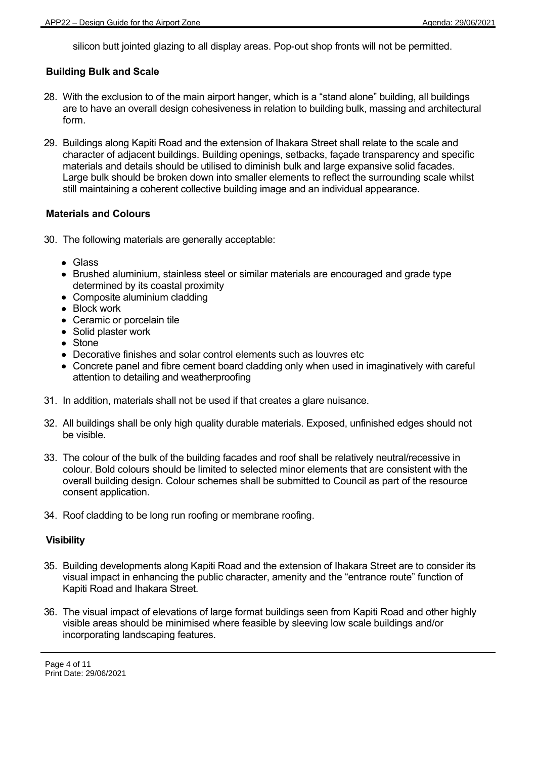silicon butt jointed glazing to all display areas. Pop-out shop fronts will not be permitted.

### Building Bulk and Scale

28. With the exclusion to of the main airport hanger, which is a "stand alone" building, all buildings are to have an overall design cohesiveness in relation to building bulk, massing and architectural form.

29. Buildings along Kapiti Road and the extension of Ihakara Street shall relate to the scale and character of adjacent buildings. Building openings, setbacks, façade transparency and specific materials and details should be utilised to diminish bulk and large expansive solid facades. Large bulk should be broken down into smaller elements to reflect the surrounding scale whilst still maintaining a coherent collective building image and an individual appearance.

### Materials and Colours

30. The following materials are generally acceptable:

    - Glass
    - Brushed aluminium, stainless steel or similar materials are encouraged and grade type determined by its coastal proximity
    - Composite aluminium cladding
    - Block work
    - Ceramic or porcelain tile
    - Solid plaster work
    - Stone
    - Decorative finishes and solar control elements such as louvres etc
    - Concrete panel and fibre cement board cladding only when used in imaginatively with careful attention to detailing and weatherproofing

31. In addition, materials shall not be used if that creates a glare nuisance.

32. All buildings shall be only high quality durable materials. Exposed, unfinished edges should not be visible.

33. The colour of the bulk of the building facades and roof shall be relatively neutral/recessive in colour. Bold colours should be limited to selected minor elements that are consistent with the overall building design. Colour schemes shall be submitted to Council as part of the resource consent application.

34. Roof cladding to be long run roofing or membrane roofing.

### Visibility

35. Building developments along Kapiti Road and the extension of Ihakara Street are to consider its visual impact in enhancing the public character, amenity and the "entrance route" function of Kapiti Road and Ihakara Street.

36. The visual impact of elevations of large format buildings seen from Kapiti Road and other highly visible areas should be minimised where feasible by sleeving low scale buildings and/or incorporating landscaping features.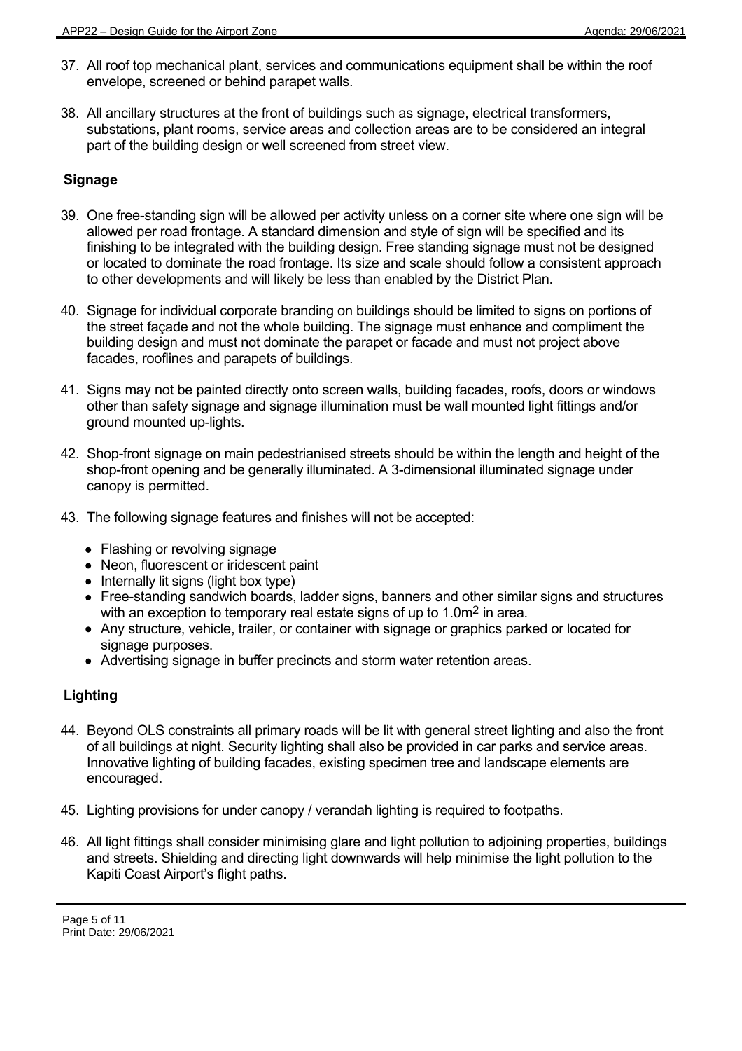37. All roof top mechanical plant, services and communications equipment shall be within the roof envelope, screened or behind parapet walls.

38. All ancillary structures at the front of buildings such as signage, electrical transformers, substations, plant rooms, service areas and collection areas are to be considered an integral part of the building design or well screened from street view.

## Signage

39. One free-standing sign will be allowed per activity unless on a corner site where one sign will be allowed per road frontage. A standard dimension and style of sign will be specified and its finishing to be integrated with the building design. Free standing signage must not be designed or located to dominate the road frontage. Its size and scale should follow a consistent approach to other developments and will likely be less than enabled by the District Plan.

40. Signage for individual corporate branding on buildings should be limited to signs on portions of the street façade and not the whole building. The signage must enhance and compliment the building design and must not dominate the parapet or facade and must not project above facades, rooflines and parapets of buildings.

41. Signs may not be painted directly onto screen walls, building facades, roofs, doors or windows other than safety signage and signage illumination must be wall mounted light fittings and/or ground mounted up-lights.

42. Shop-front signage on main pedestrianised streets should be within the length and height of the shop-front opening and be generally illuminated. A 3-dimensional illuminated signage under canopy is permitted.

43. The following signage features and finishes will not be accepted:

    - Flashing or revolving signage
    - Neon, fluorescent or iridescent paint
    - Internally lit signs (light box type)
    - Free-standing sandwich boards, ladder signs, banners and other similar signs and structures with an exception to temporary real estate signs of up to 1.0m$^2$ in area.
    - Any structure, vehicle, trailer, or container with signage or graphics parked or located for signage purposes.
    - Advertising signage in buffer precincts and storm water retention areas.

## Lighting

44. Beyond OLS constraints all primary roads will be lit with general street lighting and also the front of all buildings at night. Security lighting shall also be provided in car parks and service areas. Innovative lighting of building facades, existing specimen tree and landscape elements are encouraged.

45. Lighting provisions for under canopy / verandah lighting is required to footpaths.

46. All light fittings shall consider minimising glare and light pollution to adjoining properties, buildings and streets. Shielding and directing light downwards will help minimise the light pollution to the Kapiti Coast Airport's flight paths.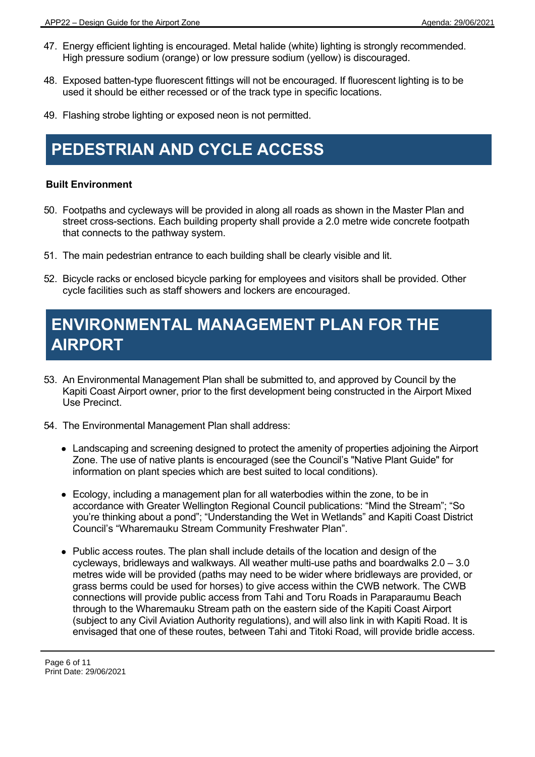47. Energy efficient lighting is encouraged. Metal halide (white) lighting is strongly recommended. High pressure sodium (orange) or low pressure sodium (yellow) is discouraged.

48. Exposed batten-type fluorescent fittings will not be encouraged. If fluorescent lighting is to be used it should be either recessed or of the track type in specific locations.

49. Flashing strobe lighting or exposed neon is not permitted.

## PEDESTRIAN AND CYCLE ACCESS

**Built Environment**

50. Footpaths and cycleways will be provided in along all roads as shown in the Master Plan and street cross-sections. Each building property shall provide a 2.0 metre wide concrete footpath that connects to the pathway system.

51. The main pedestrian entrance to each building shall be clearly visible and lit.

52. Bicycle racks or enclosed bicycle parking for employees and visitors shall be provided. Other cycle facilities such as staff showers and lockers are encouraged.

## ENVIRONMENTAL MANAGEMENT PLAN FOR THE AIRPORT

53. An Environmental Management Plan shall be submitted to, and approved by Council by the Kapiti Coast Airport owner, prior to the first development being constructed in the Airport Mixed Use Precinct.

54. The Environmental Management Plan shall address:

    - Landscaping and screening designed to protect the amenity of properties adjoining the Airport Zone. The use of native plants is encouraged (see the Council's "Native Plant Guide" for information on plant species which are best suited to local conditions).

    - Ecology, including a management plan for all waterbodies within the zone, to be in accordance with Greater Wellington Regional Council publications: "Mind the Stream"; "So you're thinking about a pond"; "Understanding the Wet in Wetlands" and Kapiti Coast District Council's "Wharemauku Stream Community Freshwater Plan".

    - Public access routes. The plan shall include details of the location and design of the cycleways, bridleways and walkways. All weather multi-use paths and boardwalks 2.0 – 3.0 metres wide will be provided (paths may need to be wider where bridleways are provided, or grass berms could be used for horses) to give access within the CWB network. The CWB connections will provide public access from Tahi and Toru Roads in Paraparaumu Beach through to the Wharemauku Stream path on the eastern side of the Kapiti Coast Airport (subject to any Civil Aviation Authority regulations), and will also link in with Kapiti Road. It is envisaged that one of these routes, between Tahi and Titoki Road, will provide bridle access.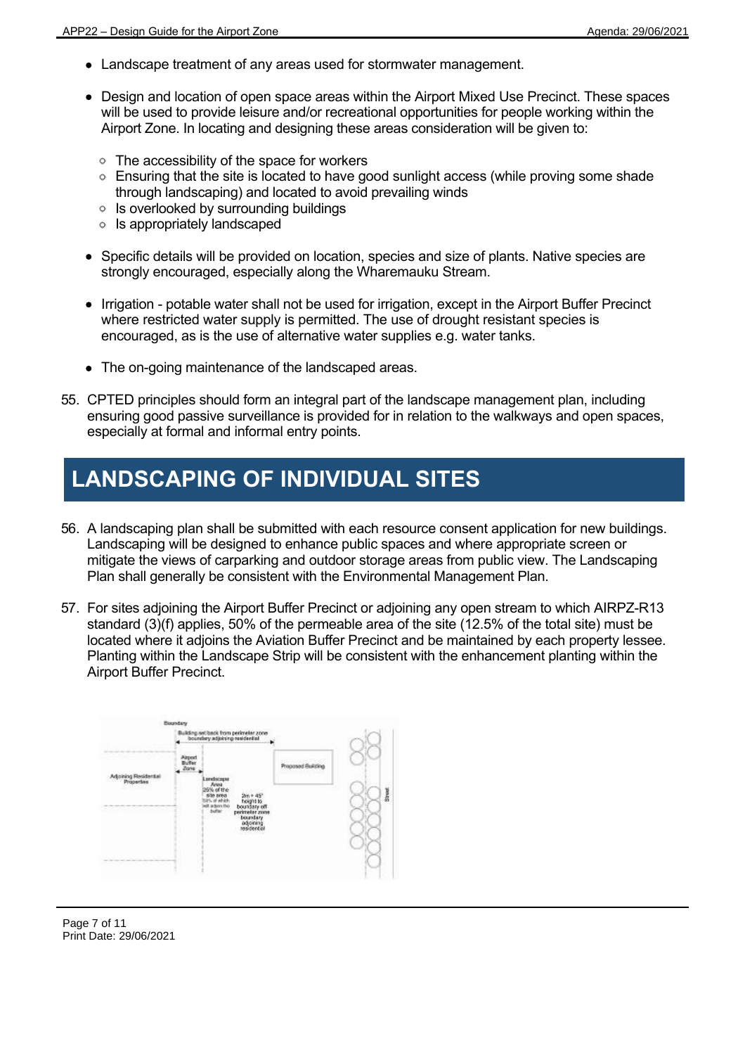- Landscape treatment of any areas used for stormwater management.
- Design and location of open space areas within the Airport Mixed Use Precinct. These spaces will be used to provide leisure and/or recreational opportunities for people working within the Airport Zone. In locating and designing these areas consideration will be given to:
  - The accessibility of the space for workers
  - Ensuring that the site is located to have good sunlight access (while proving some shade through landscaping) and located to avoid prevailing winds
  - Is overlooked by surrounding buildings
  - Is appropriately landscaped
- Specific details will be provided on location, species and size of plants. Native species are strongly encouraged, especially along the Wharemauku Stream.
- Irrigation - potable water shall not be used for irrigation, except in the Airport Buffer Precinct where restricted water supply is permitted. The use of drought resistant species is encouraged, as is the use of alternative water supplies e.g. water tanks.
- The on-going maintenance of the landscaped areas.

55. CPTED principles should form an integral part of the landscape management plan, including ensuring good passive surveillance is provided for in relation to the walkways and open spaces, especially at formal and informal entry points.

# LANDSCAPING OF INDIVIDUAL SITES

56. A landscaping plan shall be submitted with each resource consent application for new buildings. Landscaping will be designed to enhance public spaces and where appropriate screen or mitigate the views of carparking and outdoor storage areas from public view. The Landscaping Plan shall generally be consistent with the Environmental Management Plan.

57. For sites adjoining the Airport Buffer Precinct or adjoining any open stream to which AIRPZ-R13 standard (3)(f) applies, 50% of the permeable area of the site (12.5% of the total site) must be located where it adjoins the Aviation Buffer Precinct and be maintained by each property lessee. Planting within the Landscape Strip will be consistent with the enhancement planting within the Airport Buffer Precinct.

Boundary

Building set back from perimeter zone boundary adjoining residential

Adjoining Residential Properties

Airport Buffer Zone

Landscape Area 25% of the site area 50% of which will adjoin the buffer

2m + 45° height to boundary off perimeter zone boundary adjoining residential

Proposed Building

Street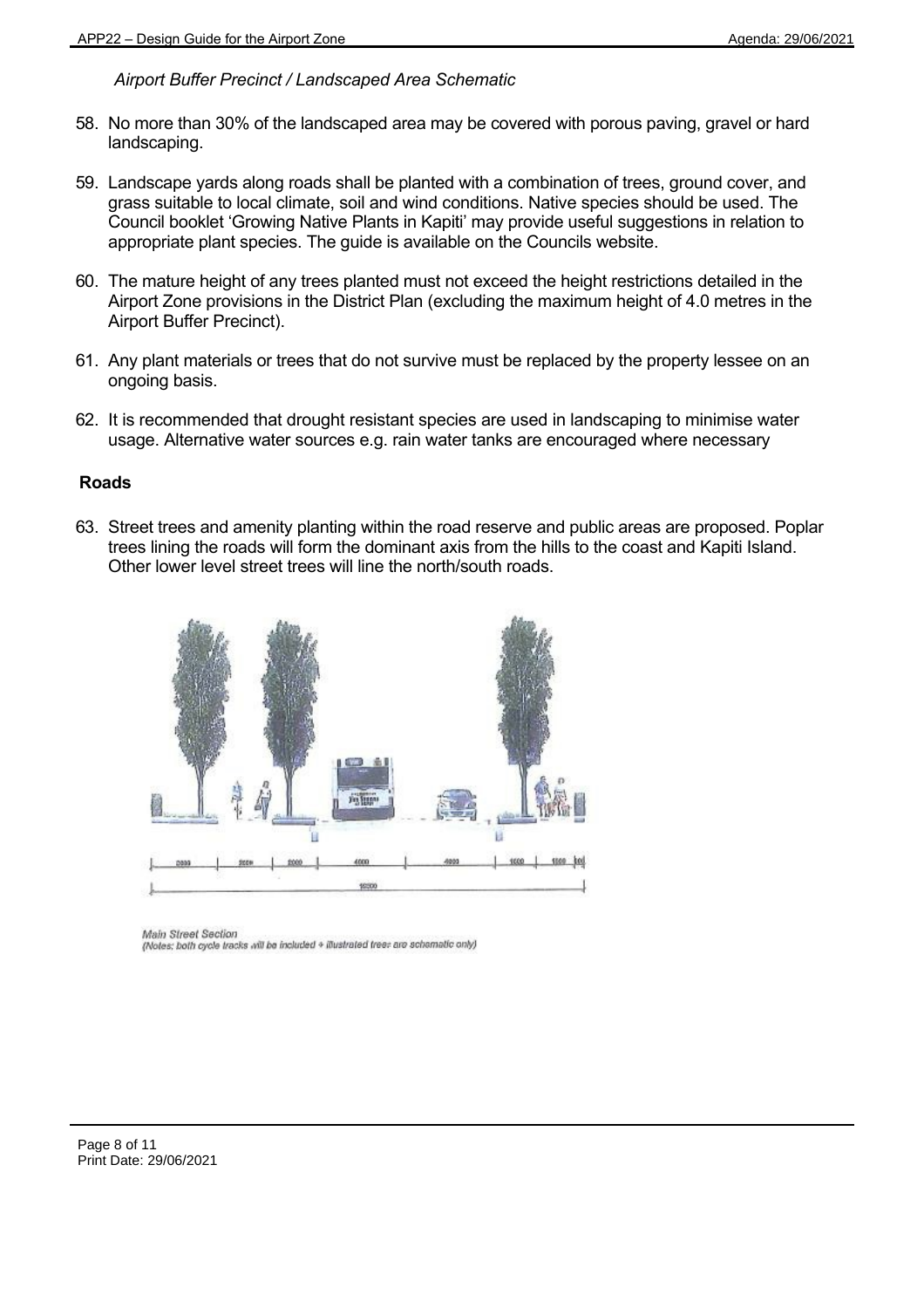*Airport Buffer Precinct / Landscaped Area Schematic*

58. No more than 30% of the landscaped area may be covered with porous paving, gravel or hard landscaping.

59. Landscape yards along roads shall be planted with a combination of trees, ground cover, and grass suitable to local climate, soil and wind conditions. Native species should be used. The Council booklet 'Growing Native Plants in Kapiti' may provide useful suggestions in relation to appropriate plant species. The guide is available on the Councils website.

60. The mature height of any trees planted must not exceed the height restrictions detailed in the Airport Zone provisions in the District Plan (excluding the maximum height of 4.0 metres in the Airport Buffer Precinct).

61. Any plant materials or trees that do not survive must be replaced by the property lessee on an ongoing basis.

62. It is recommended that drought resistant species are used in landscaping to minimise water usage. Alternative water sources e.g. rain water tanks are encouraged where necessary

## Roads

63. Street trees and amenity planting within the road reserve and public areas are proposed. Poplar trees lining the roads will form the dominant axis from the hills to the coast and Kapiti Island. Other lower level street trees will line the north/south roads.

Main Street Section
(Notes: both cycle tracks will be included + illustrated trees are schematic only)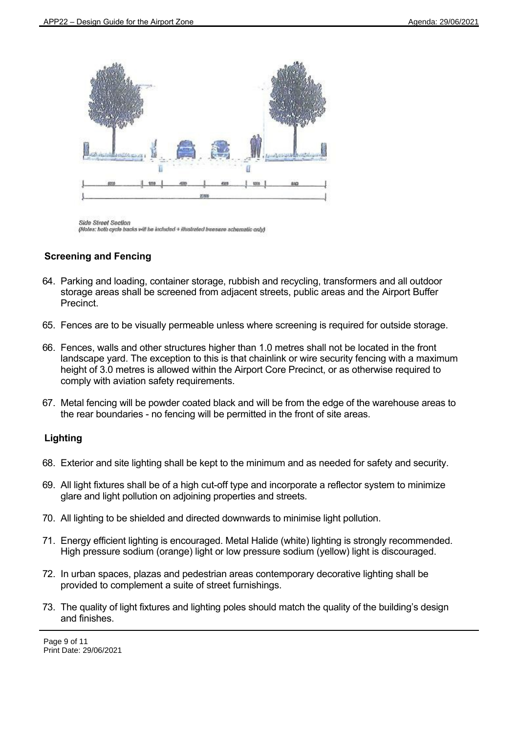Side Street Section
*(Notes: both cycle tracks will be included + illustrated bioswale schematic only)*

### Screening and Fencing

64. Parking and loading, container storage, rubbish and recycling, transformers and all outdoor storage areas shall be screened from adjacent streets, public areas and the Airport Buffer Precinct.

65. Fences are to be visually permeable unless where screening is required for outside storage.

66. Fences, walls and other structures higher than 1.0 metres shall not be located in the front landscape yard. The exception to this is that chainlink or wire security fencing with a maximum height of 3.0 metres is allowed within the Airport Core Precinct, or as otherwise required to comply with aviation safety requirements.

67. Metal fencing will be powder coated black and will be from the edge of the warehouse areas to the rear boundaries - no fencing will be permitted in the front of site areas.

### Lighting

68. Exterior and site lighting shall be kept to the minimum and as needed for safety and security.

69. All light fixtures shall be of a high cut-off type and incorporate a reflector system to minimize glare and light pollution on adjoining properties and streets.

70. All lighting to be shielded and directed downwards to minimise light pollution.

71. Energy efficient lighting is encouraged. Metal Halide (white) lighting is strongly recommended. High pressure sodium (orange) light or low pressure sodium (yellow) light is discouraged.

72. In urban spaces, plazas and pedestrian areas contemporary decorative lighting shall be provided to complement a suite of street furnishings.

73. The quality of light fixtures and lighting poles should match the quality of the building's design and finishes.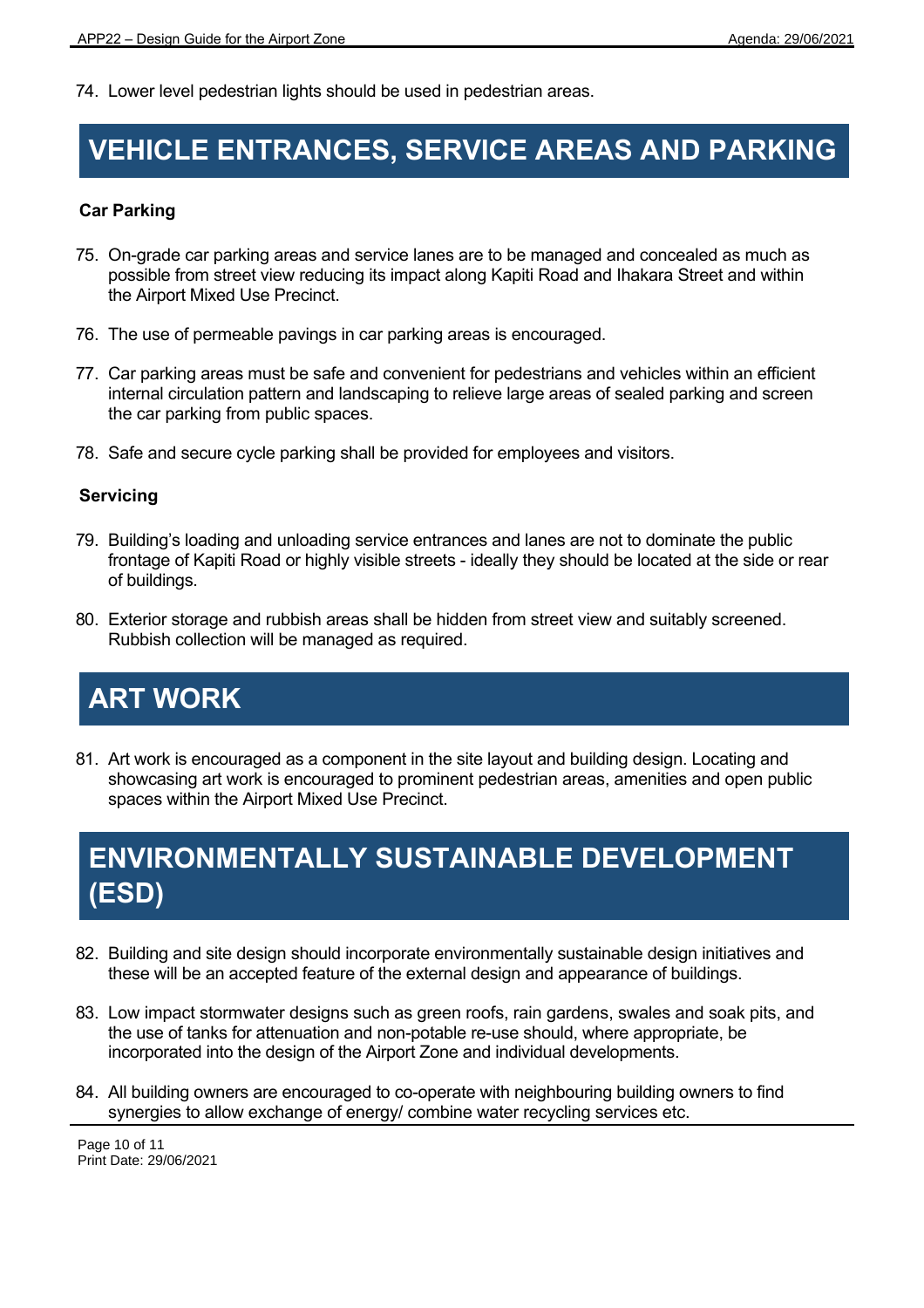74. Lower level pedestrian lights should be used in pedestrian areas.

# VEHICLE ENTRANCES, SERVICE AREAS AND PARKING

### Car Parking

75. On-grade car parking areas and service lanes are to be managed and concealed as much as possible from street view reducing its impact along Kapiti Road and Ihakara Street and within the Airport Mixed Use Precinct.

76. The use of permeable pavings in car parking areas is encouraged.

77. Car parking areas must be safe and convenient for pedestrians and vehicles within an efficient internal circulation pattern and landscaping to relieve large areas of sealed parking and screen the car parking from public spaces.

78. Safe and secure cycle parking shall be provided for employees and visitors.

### Servicing

79. Building's loading and unloading service entrances and lanes are not to dominate the public frontage of Kapiti Road or highly visible streets - ideally they should be located at the side or rear of buildings.

80. Exterior storage and rubbish areas shall be hidden from street view and suitably screened. Rubbish collection will be managed as required.

# ART WORK

81. Art work is encouraged as a component in the site layout and building design. Locating and showcasing art work is encouraged to prominent pedestrian areas, amenities and open public spaces within the Airport Mixed Use Precinct.

# ENVIRONMENTALLY SUSTAINABLE DEVELOPMENT (ESD)

82. Building and site design should incorporate environmentally sustainable design initiatives and these will be an accepted feature of the external design and appearance of buildings.

83. Low impact stormwater designs such as green roofs, rain gardens, swales and soak pits, and the use of tanks for attenuation and non-potable re-use should, where appropriate, be incorporated into the design of the Airport Zone and individual developments.

84. All building owners are encouraged to co-operate with neighbouring building owners to find synergies to allow exchange of energy/ combine water recycling services etc.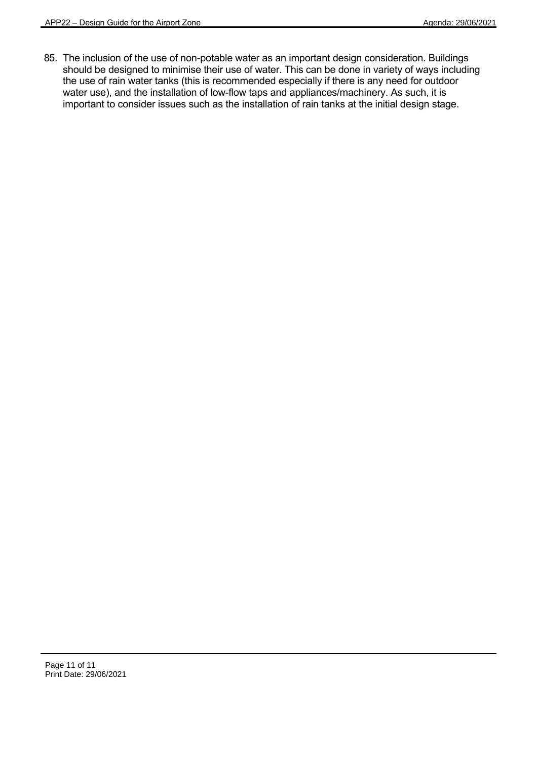85. The inclusion of the use of non-potable water as an important design consideration. Buildings should be designed to minimise their use of water. This can be done in variety of ways including the use of rain water tanks (this is recommended especially if there is any need for outdoor water use), and the installation of low-flow taps and appliances/machinery. As such, it is important to consider issues such as the installation of rain tanks at the initial design stage.